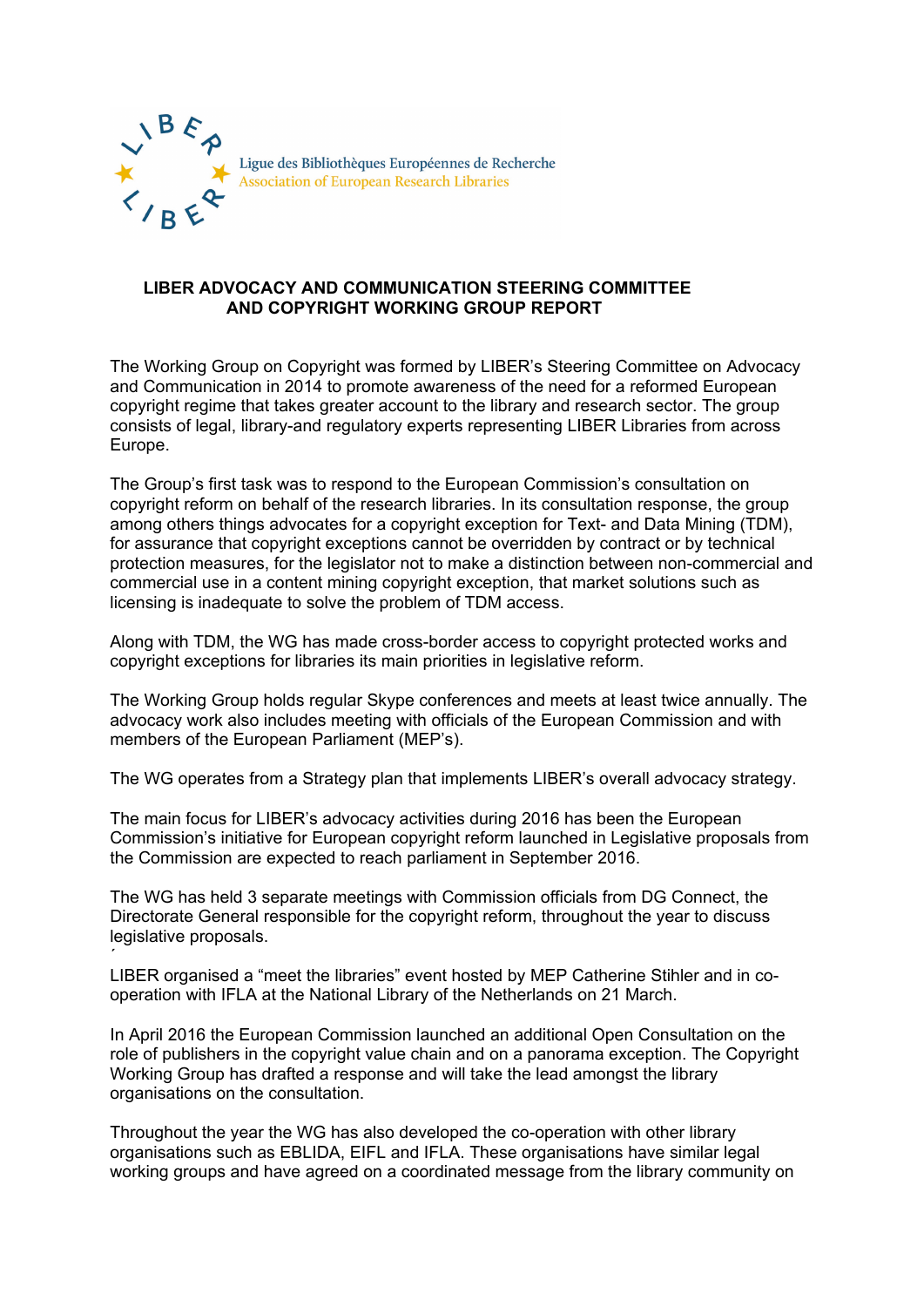Ligue des Bibliothèques Européennes de Recherche
Association of European Research Libraries

# LIBER ADVOCACY AND COMMUNICATION STEERING COMMITTEE AND COPYRIGHT WORKING GROUP REPORT

The Working Group on Copyright was formed by LIBER's Steering Committee on Advocacy and Communication in 2014 to promote awareness of the need for a reformed European copyright regime that takes greater account to the library and research sector. The group consists of legal, library-and regulatory experts representing LIBER Libraries from across Europe.

The Group's first task was to respond to the European Commission's consultation on copyright reform on behalf of the research libraries. In its consultation response, the group among others things advocates for a copyright exception for Text- and Data Mining (TDM), for assurance that copyright exceptions cannot be overridden by contract or by technical protection measures, for the legislator not to make a distinction between non-commercial and commercial use in a content mining copyright exception, that market solutions such as licensing is inadequate to solve the problem of TDM access.

Along with TDM, the WG has made cross-border access to copyright protected works and copyright exceptions for libraries its main priorities in legislative reform.

The Working Group holds regular Skype conferences and meets at least twice annually. The advocacy work also includes meeting with officials of the European Commission and with members of the European Parliament (MEP's).

The WG operates from a Strategy plan that implements LIBER's overall advocacy strategy.

The main focus for LIBER's advocacy activities during 2016 has been the European Commission's initiative for European copyright reform launched in Legislative proposals from the Commission are expected to reach parliament in September 2016.

The WG has held 3 separate meetings with Commission officials from DG Connect, the Directorate General responsible for the copyright reform, throughout the year to discuss legislative proposals.

LIBER organised a "meet the libraries" event hosted by MEP Catherine Stihler and in co-operation with IFLA at the National Library of the Netherlands on 21 March.

In April 2016 the European Commission launched an additional Open Consultation on the role of publishers in the copyright value chain and on a panorama exception. The Copyright Working Group has drafted a response and will take the lead amongst the library organisations on the consultation.

Throughout the year the WG has also developed the co-operation with other library organisations such as EBLIDA, EIFL and IFLA. These organisations have similar legal working groups and have agreed on a coordinated message from the library community on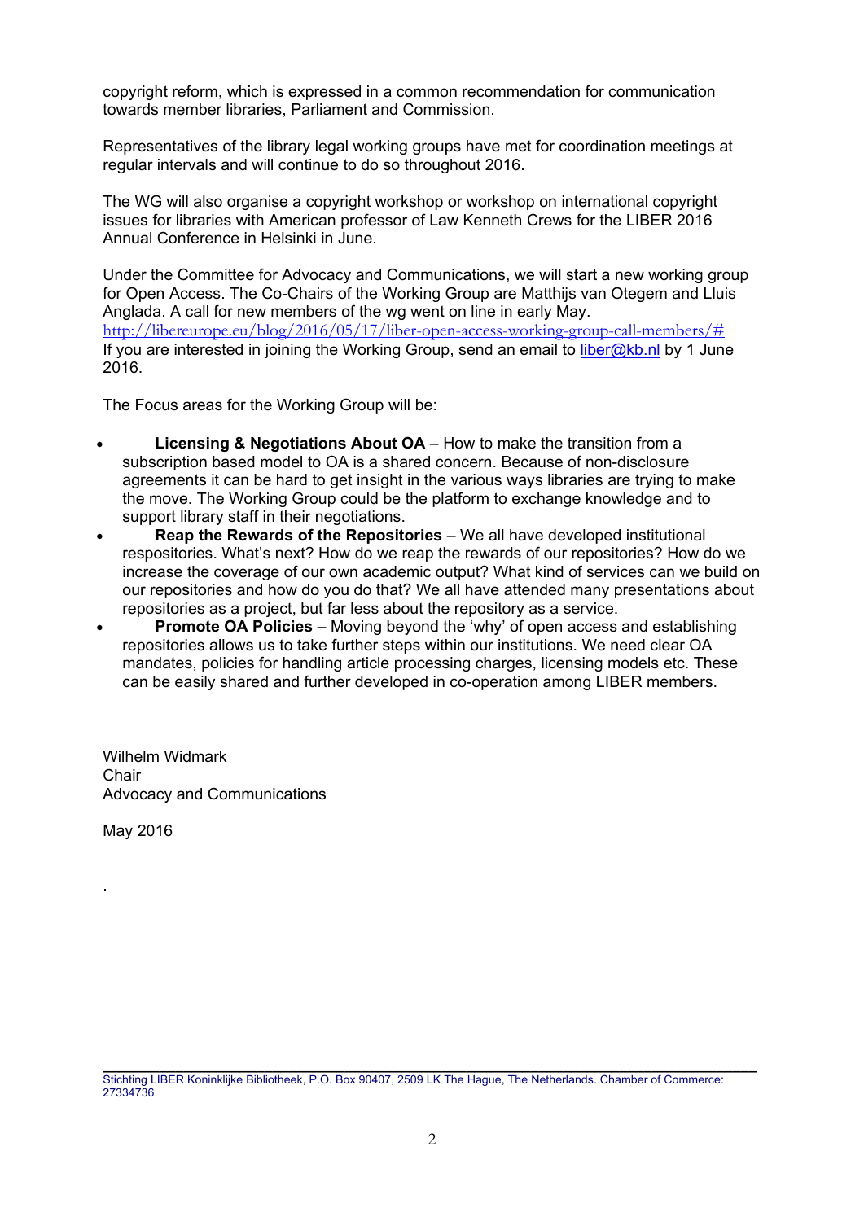copyright reform, which is expressed in a common recommendation for communication towards member libraries, Parliament and Commission.

Representatives of the library legal working groups have met for coordination meetings at regular intervals and will continue to do so throughout 2016.

The WG will also organise a copyright workshop or workshop on international copyright issues for libraries with American professor of Law Kenneth Crews for the LIBER 2016 Annual Conference in Helsinki in June.

Under the Committee for Advocacy and Communications, we will start a new working group for Open Access. The Co-Chairs of the Working Group are Matthijs van Otegem and Lluis Anglada. A call for new members of the wg went on line in early May.
http://libereurope.eu/blog/2016/05/17/liber-open-access-working-group-call-members/#
If you are interested in joining the Working Group, send an email to liber@kb.nl by 1 June 2016.

The Focus areas for the Working Group will be:

- **Licensing & Negotiations About OA** – How to make the transition from a subscription based model to OA is a shared concern. Because of non-disclosure agreements it can be hard to get insight in the various ways libraries are trying to make the move. The Working Group could be the platform to exchange knowledge and to support library staff in their negotiations.
- **Reap the Rewards of the Repositories** – We all have developed institutional respositories. What's next? How do we reap the rewards of our repositories? How do we increase the coverage of our own academic output? What kind of services can we build on our repositories and how do you do that? We all have attended many presentations about repositories as a project, but far less about the repository as a service.
- **Promote OA Policies** – Moving beyond the 'why' of open access and establishing repositories allows us to take further steps within our institutions. We need clear OA mandates, policies for handling article processing charges, licensing models etc. These can be easily shared and further developed in co-operation among LIBER members.

Wilhelm Widmark
Chair
Advocacy and Communications

May 2016

.